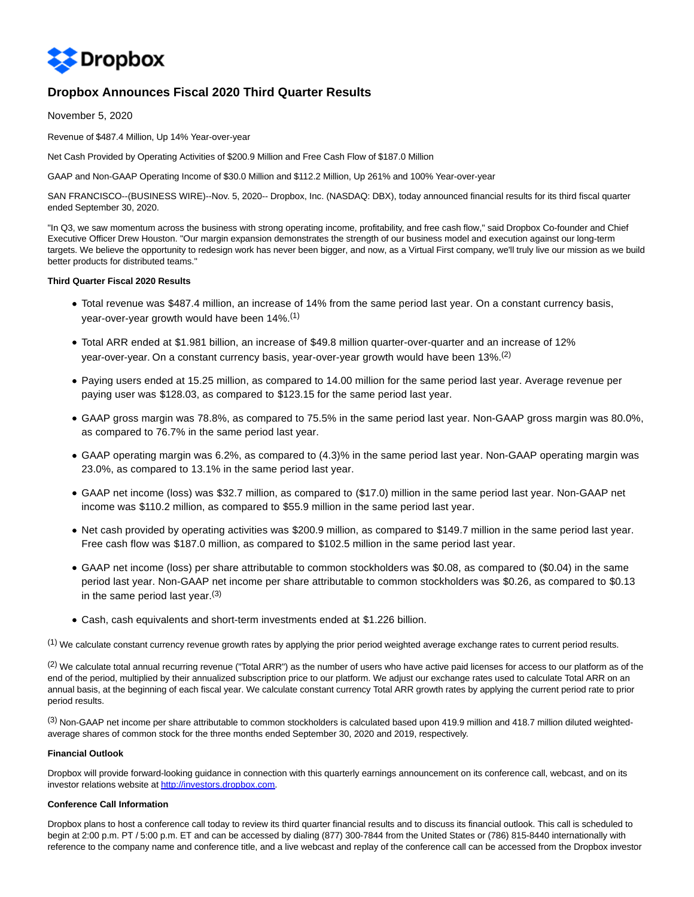# Dropbox Announces Fiscal 2020 Third Quarter Results

November 5, 2020

Revenue of $487.4 Million, Up 14% Year-over-year

Net Cash Provided by Operating Activities of $200.9 Million and Free Cash Flow of $187.0 Million

GAAP and Non-GAAP Operating Income of $30.0 Million and $112.2 Million, Up 261% and 100% Year-over-year

SAN FRANCISCO--(BUSINESS WIRE)--Nov. 5, 2020-- Dropbox, Inc. (NASDAQ: DBX), today announced financial results for its third fiscal quarter ended September 30, 2020.

"In Q3, we saw momentum across the business with strong operating income, profitability, and free cash flow," said Dropbox Co-founder and Chief Executive Officer Drew Houston. "Our margin expansion demonstrates the strength of our business model and execution against our long-term targets. We believe the opportunity to redesign work has never been bigger, and now, as a Virtual First company, we'll truly live our mission as we build better products for distributed teams."

**Third Quarter Fiscal 2020 Results**

- Total revenue was $487.4 million, an increase of 14% from the same period last year. On a constant currency basis, year-over-year growth would have been 14%.[1]
- Total ARR ended at $1.981 billion, an increase of $49.8 million quarter-over-quarter and an increase of 12% year-over-year. On a constant currency basis, year-over-year growth would have been 13%.[2]
- Paying users ended at 15.25 million, as compared to 14.00 million for the same period last year. Average revenue per paying user was $128.03, as compared to $123.15 for the same period last year.
- GAAP gross margin was 78.8%, as compared to 75.5% in the same period last year. Non-GAAP gross margin was 80.0%, as compared to 76.7% in the same period last year.
- GAAP operating margin was 6.2%, as compared to (4.3)% in the same period last year. Non-GAAP operating margin was 23.0%, as compared to 13.1% in the same period last year.
- GAAP net income (loss) was $32.7 million, as compared to ($17.0) million in the same period last year. Non-GAAP net income was $110.2 million, as compared to $55.9 million in the same period last year.
- Net cash provided by operating activities was $200.9 million, as compared to $149.7 million in the same period last year. Free cash flow was $187.0 million, as compared to $102.5 million in the same period last year.
- GAAP net income (loss) per share attributable to common stockholders was $0.08, as compared to ($0.04) in the same period last year. Non-GAAP net income per share attributable to common stockholders was $0.26, as compared to $0.13 in the same period last year.[3]
- Cash, cash equivalents and short-term investments ended at $1.226 billion.

[1] We calculate constant currency revenue growth rates by applying the prior period weighted average exchange rates to current period results.

[2] We calculate total annual recurring revenue ("Total ARR") as the number of users who have active paid licenses for access to our platform as of the end of the period, multiplied by their annualized subscription price to our platform. We adjust our exchange rates used to calculate Total ARR on an annual basis, at the beginning of each fiscal year. We calculate constant currency Total ARR growth rates by applying the current period rate to prior period results.

[3] Non-GAAP net income per share attributable to common stockholders is calculated based upon 419.9 million and 418.7 million diluted weighted-average shares of common stock for the three months ended September 30, 2020 and 2019, respectively.

**Financial Outlook**

Dropbox will provide forward-looking guidance in connection with this quarterly earnings announcement on its conference call, webcast, and on its investor relations website at http://investors.dropbox.com.

**Conference Call Information**

Dropbox plans to host a conference call today to review its third quarter financial results and to discuss its financial outlook. This call is scheduled to begin at 2:00 p.m. PT / 5:00 p.m. ET and can be accessed by dialing (877) 300-7844 from the United States or (786) 815-8440 internationally with reference to the company name and conference title, and a live webcast and replay of the conference call can be accessed from the Dropbox investor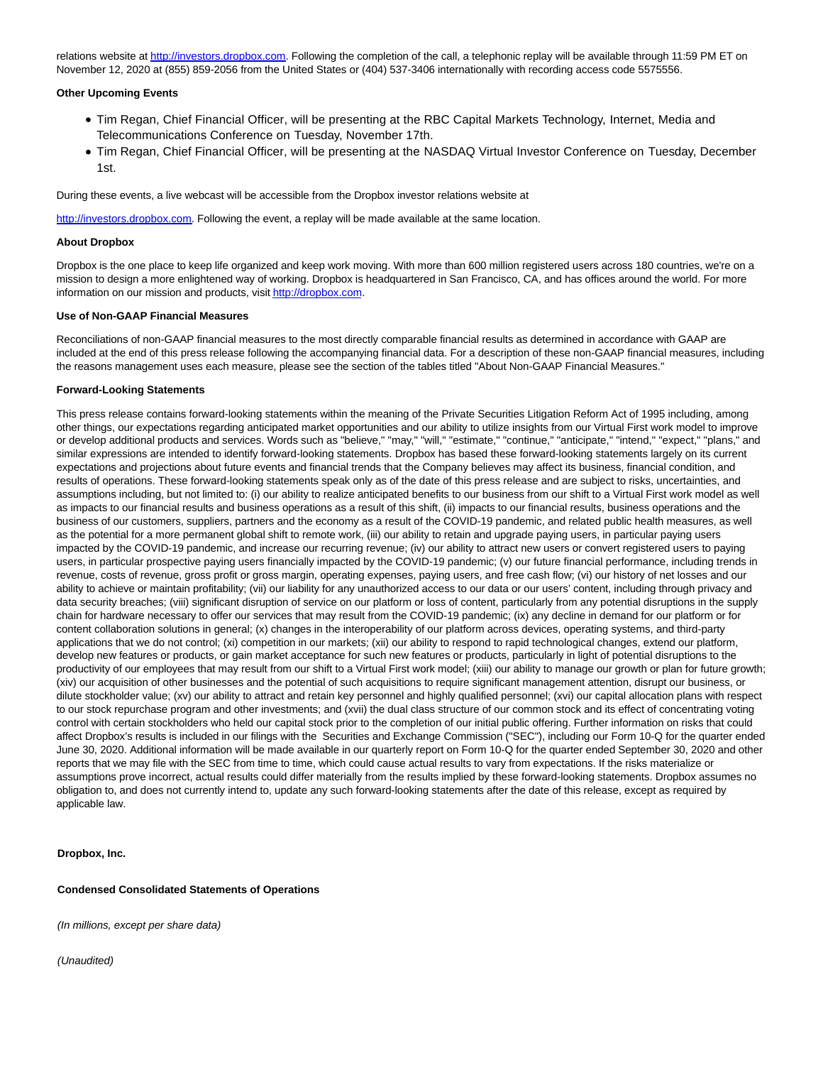relations website at http://investors.dropbox.com. Following the completion of the call, a telephonic replay will be available through 11:59 PM ET on November 12, 2020 at (855) 859-2056 from the United States or (404) 537-3406 internationally with recording access code 5575556.

**Other Upcoming Events**

- Tim Regan, Chief Financial Officer, will be presenting at the RBC Capital Markets Technology, Internet, Media and Telecommunications Conference on Tuesday, November 17th.
- Tim Regan, Chief Financial Officer, will be presenting at the NASDAQ Virtual Investor Conference on Tuesday, December 1st.

During these events, a live webcast will be accessible from the Dropbox investor relations website at

http://investors.dropbox.com. Following the event, a replay will be made available at the same location.

**About Dropbox**

Dropbox is the one place to keep life organized and keep work moving. With more than 600 million registered users across 180 countries, we're on a mission to design a more enlightened way of working. Dropbox is headquartered in San Francisco, CA, and has offices around the world. For more information on our mission and products, visit http://dropbox.com.

**Use of Non-GAAP Financial Measures**

Reconciliations of non-GAAP financial measures to the most directly comparable financial results as determined in accordance with GAAP are included at the end of this press release following the accompanying financial data. For a description of these non-GAAP financial measures, including the reasons management uses each measure, please see the section of the tables titled "About Non-GAAP Financial Measures."

**Forward-Looking Statements**

This press release contains forward-looking statements within the meaning of the Private Securities Litigation Reform Act of 1995 including, among other things, our expectations regarding anticipated market opportunities and our ability to utilize insights from our Virtual First work model to improve or develop additional products and services. Words such as "believe," "may," "will," "estimate," "continue," "anticipate," "intend," "expect," "plans," and similar expressions are intended to identify forward-looking statements. Dropbox has based these forward-looking statements largely on its current expectations and projections about future events and financial trends that the Company believes may affect its business, financial condition, and results of operations. These forward-looking statements speak only as of the date of this press release and are subject to risks, uncertainties, and assumptions including, but not limited to: (i) our ability to realize anticipated benefits to our business from our shift to a Virtual First work model as well as impacts to our financial results and business operations as a result of this shift, (ii) impacts to our financial results, business operations and the business of our customers, suppliers, partners and the economy as a result of the COVID-19 pandemic, and related public health measures, as well as the potential for a more permanent global shift to remote work, (iii) our ability to retain and upgrade paying users, in particular paying users impacted by the COVID-19 pandemic, and increase our recurring revenue; (iv) our ability to attract new users or convert registered users to paying users, in particular prospective paying users financially impacted by the COVID-19 pandemic; (v) our future financial performance, including trends in revenue, costs of revenue, gross profit or gross margin, operating expenses, paying users, and free cash flow; (vi) our history of net losses and our ability to achieve or maintain profitability; (vii) our liability for any unauthorized access to our data or our users' content, including through privacy and data security breaches; (viii) significant disruption of service on our platform or loss of content, particularly from any potential disruptions in the supply chain for hardware necessary to offer our services that may result from the COVID-19 pandemic; (ix) any decline in demand for our platform or for content collaboration solutions in general; (x) changes in the interoperability of our platform across devices, operating systems, and third-party applications that we do not control; (xi) competition in our markets; (xii) our ability to respond to rapid technological changes, extend our platform, develop new features or products, or gain market acceptance for such new features or products, particularly in light of potential disruptions to the productivity of our employees that may result from our shift to a Virtual First work model; (xiii) our ability to manage our growth or plan for future growth; (xiv) our acquisition of other businesses and the potential of such acquisitions to require significant management attention, disrupt our business, or dilute stockholder value; (xv) our ability to attract and retain key personnel and highly qualified personnel; (xvi) our capital allocation plans with respect to our stock repurchase program and other investments; and (xvii) the dual class structure of our common stock and its effect of concentrating voting control with certain stockholders who held our capital stock prior to the completion of our initial public offering. Further information on risks that could affect Dropbox's results is included in our filings with the Securities and Exchange Commission ("SEC"), including our Form 10-Q for the quarter ended June 30, 2020. Additional information will be made available in our quarterly report on Form 10-Q for the quarter ended September 30, 2020 and other reports that we may file with the SEC from time to time, which could cause actual results to vary from expectations. If the risks materialize or assumptions prove incorrect, actual results could differ materially from the results implied by these forward-looking statements. Dropbox assumes no obligation to, and does not currently intend to, update any such forward-looking statements after the date of this release, except as required by applicable law.

**Dropbox, Inc.**

**Condensed Consolidated Statements of Operations**

*(In millions, except per share data)*

*(Unaudited)*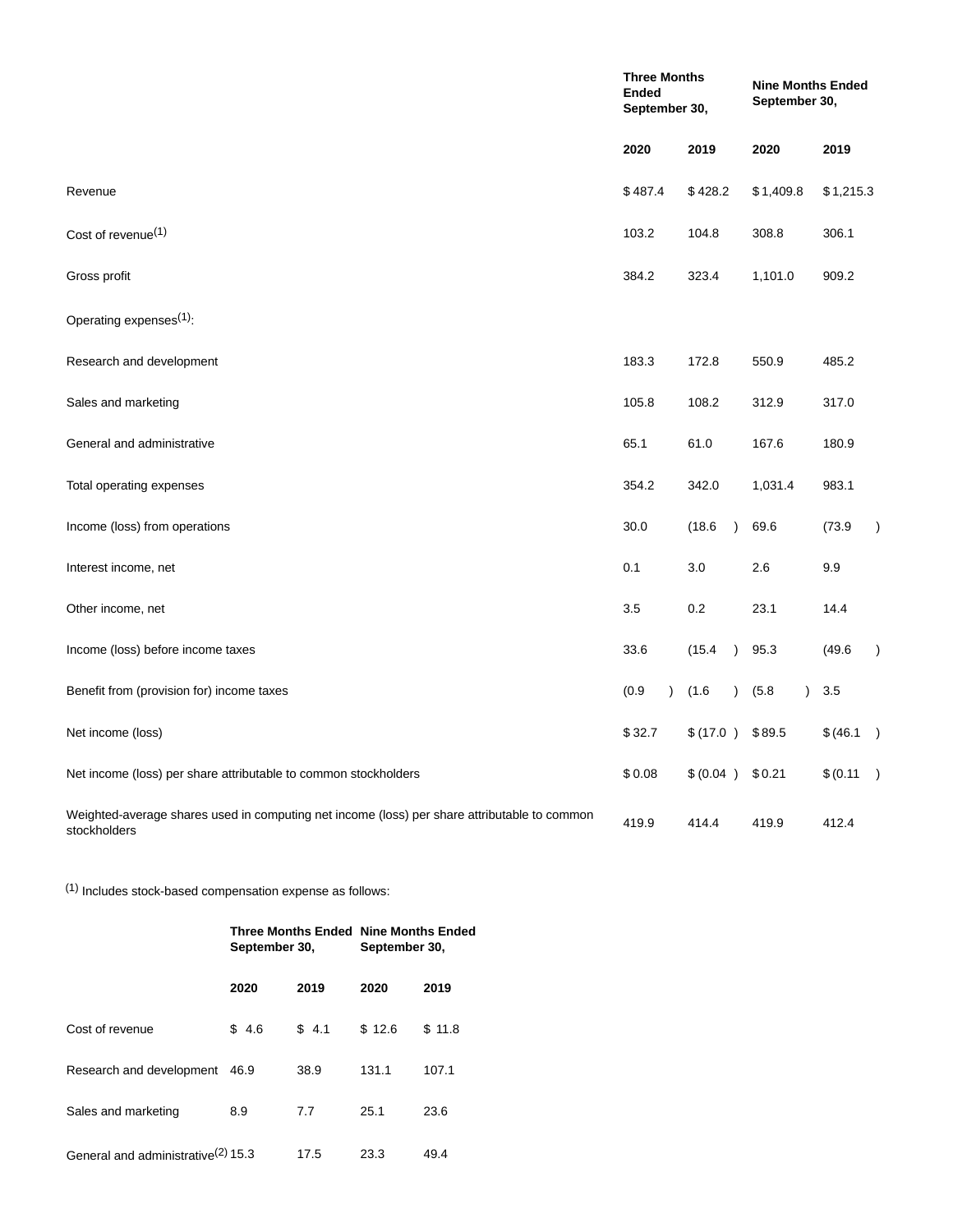| | Three Months Ended September 30, | | Nine Months Ended September 30, | |
|---|---|---|---|---|
| | 2020 | 2019 | 2020 | 2019 |
| Revenue | $ 487.4 | $ 428.2 | $ 1,409.8 | $ 1,215.3 |
| Cost of revenue[1] | 103.2 | 104.8 | 308.8 | 306.1 |
| Gross profit | 384.2 | 323.4 | 1,101.0 | 909.2 |
| Operating expenses[1]: | | | | |
| Research and development | 183.3 | 172.8 | 550.9 | 485.2 |
| Sales and marketing | 105.8 | 108.2 | 312.9 | 317.0 |
| General and administrative | 65.1 | 61.0 | 167.6 | 180.9 |
| Total operating expenses | 354.2 | 342.0 | 1,031.4 | 983.1 |
| Income (loss) from operations | 30.0 | (18.6 ) | 69.6 | (73.9 ) |
| Interest income, net | 0.1 | 3.0 | 2.6 | 9.9 |
| Other income, net | 3.5 | 0.2 | 23.1 | 14.4 |
| Income (loss) before income taxes | 33.6 | (15.4 ) | 95.3 | (49.6 ) |
| Benefit from (provision for) income taxes | (0.9 ) | (1.6 ) | (5.8 ) | 3.5 |
| Net income (loss) | $ 32.7 | $ (17.0 ) | $ 89.5 | $ (46.1 ) |
| Net income (loss) per share attributable to common stockholders | $ 0.08 | $ (0.04 ) | $ 0.21 | $ (0.11 ) |
| Weighted-average shares used in computing net income (loss) per share attributable to common stockholders | 419.9 | 414.4 | 419.9 | 412.4 |

[1] Includes stock-based compensation expense as follows:

| | Three Months Ended September 30, | | Nine Months Ended September 30, | |
|---|---|---|---|---|
| | 2020 | 2019 | 2020 | 2019 |
| Cost of revenue | $ 4.6 | $ 4.1 | $ 12.6 | $ 11.8 |
| Research and development | 46.9 | 38.9 | 131.1 | 107.1 |
| Sales and marketing | 8.9 | 7.7 | 25.1 | 23.6 |
| General and administrative[2] | 15.3 | 17.5 | 23.3 | 49.4 |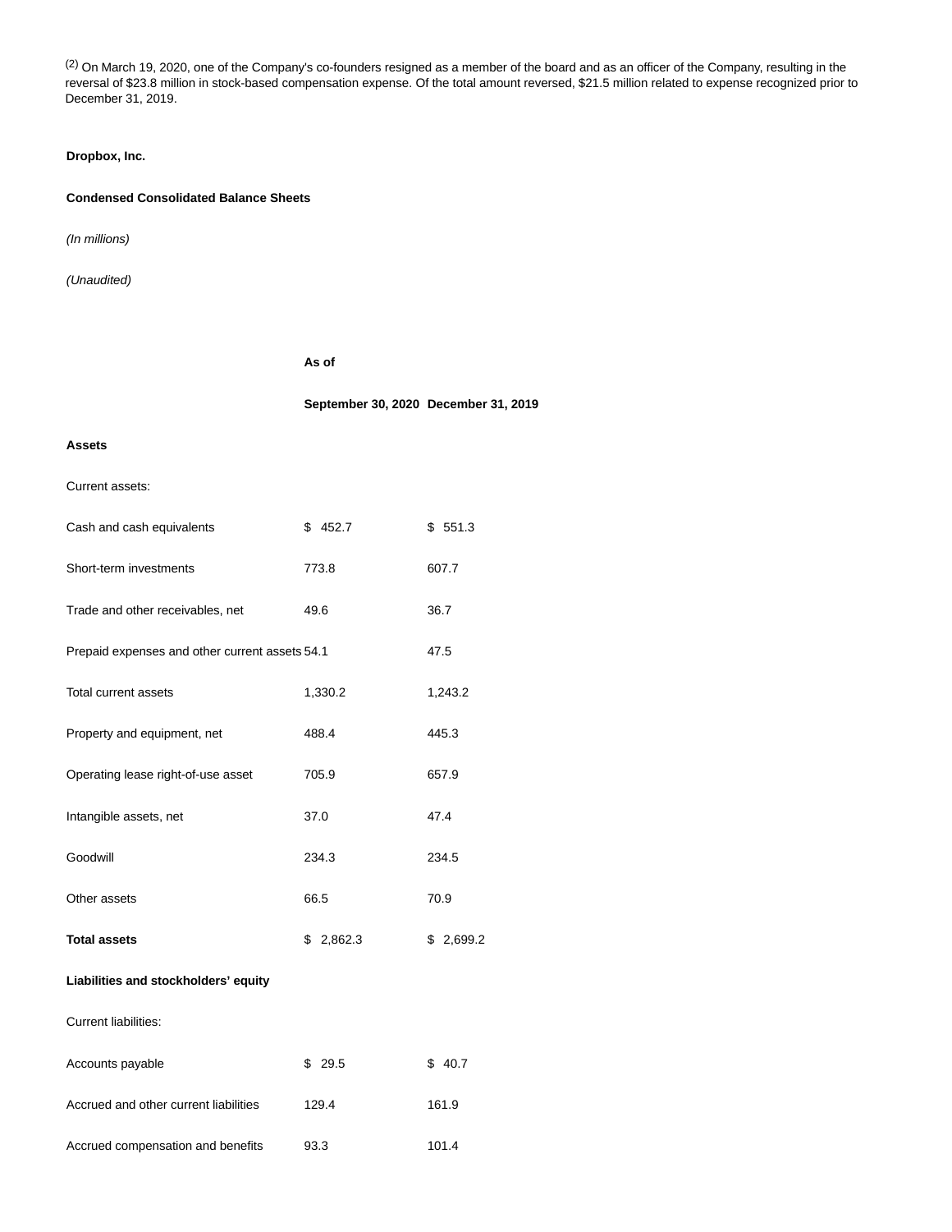[2] On March 19, 2020, one of the Company's co-founders resigned as a member of the board and as an officer of the Company, resulting in the reversal of $23.8 million in stock-based compensation expense. Of the total amount reversed, $21.5 million related to expense recognized prior to December 31, 2019.

**Dropbox, Inc.**

**Condensed Consolidated Balance Sheets**

*(In millions)*

*(Unaudited)*

| | As of | |
|---|---|---|
| | **September 30, 2020** | **December 31, 2019** |
| **Assets** | | |
| Current assets: | | |
| Cash and cash equivalents | $ 452.7 | $ 551.3 |
| Short-term investments | 773.8 | 607.7 |
| Trade and other receivables, net | 49.6 | 36.7 |
| Prepaid expenses and other current assets | 54.1 | 47.5 |
| Total current assets | 1,330.2 | 1,243.2 |
| Property and equipment, net | 488.4 | 445.3 |
| Operating lease right-of-use asset | 705.9 | 657.9 |
| Intangible assets, net | 37.0 | 47.4 |
| Goodwill | 234.3 | 234.5 |
| Other assets | 66.5 | 70.9 |
| **Total assets** | $ 2,862.3 | $ 2,699.2 |
| **Liabilities and stockholders' equity** | | |
| Current liabilities: | | |
| Accounts payable | $ 29.5 | $ 40.7 |
| Accrued and other current liabilities | 129.4 | 161.9 |
| Accrued compensation and benefits | 93.3 | 101.4 |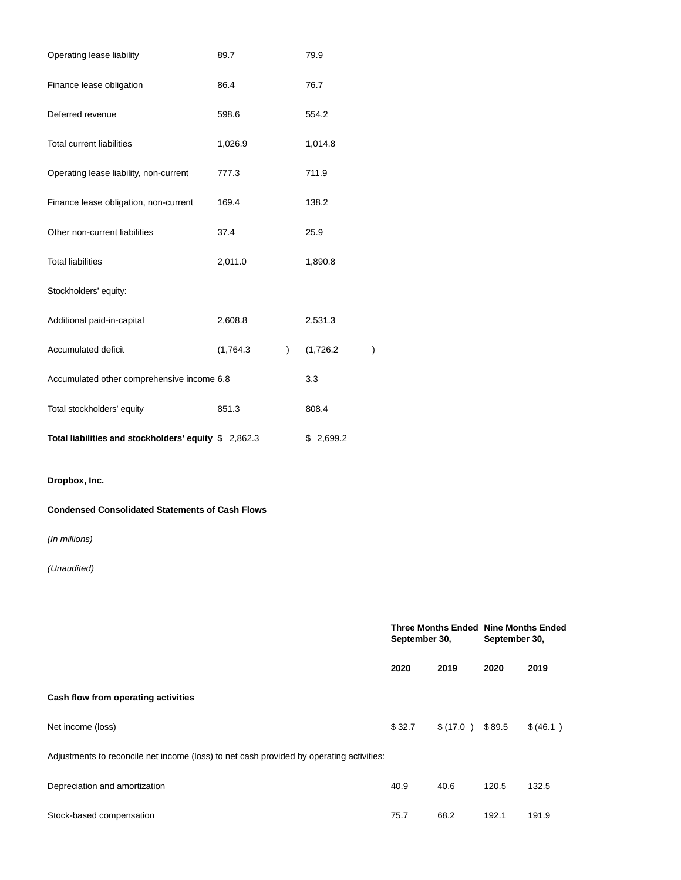| | | |
|---|---|---|
| Operating lease liability | 89.7 | 79.9 |
| Finance lease obligation | 86.4 | 76.7 |
| Deferred revenue | 598.6 | 554.2 |
| Total current liabilities | 1,026.9 | 1,014.8 |
| Operating lease liability, non-current | 777.3 | 711.9 |
| Finance lease obligation, non-current | 169.4 | 138.2 |
| Other non-current liabilities | 37.4 | 25.9 |
| Total liabilities | 2,011.0 | 1,890.8 |
| Stockholders' equity: | | |
| Additional paid-in-capital | 2,608.8 | 2,531.3 |
| Accumulated deficit | (1,764.3) | (1,726.2) |
| Accumulated other comprehensive income | 6.8 | 3.3 |
| Total stockholders' equity | 851.3 | 808.4 |
| **Total liabilities and stockholders' equity** | $ 2,862.3 | $ 2,699.2 |

**Dropbox, Inc.**

**Condensed Consolidated Statements of Cash Flows**

*(In millions)*

*(Unaudited)*

| | **Three Months Ended September 30,** | | **Nine Months Ended September 30,** | |
|---|---|---|---|---|
| | **2020** | **2019** | **2020** | **2019** |
| **Cash flow from operating activities** | | | | |
| Net income (loss) | $ 32.7 | $ (17.0) | $ 89.5 | $ (46.1) |
| Adjustments to reconcile net income (loss) to net cash provided by operating activities: | | | | |
| Depreciation and amortization | 40.9 | 40.6 | 120.5 | 132.5 |
| Stock-based compensation | 75.7 | 68.2 | 192.1 | 191.9 |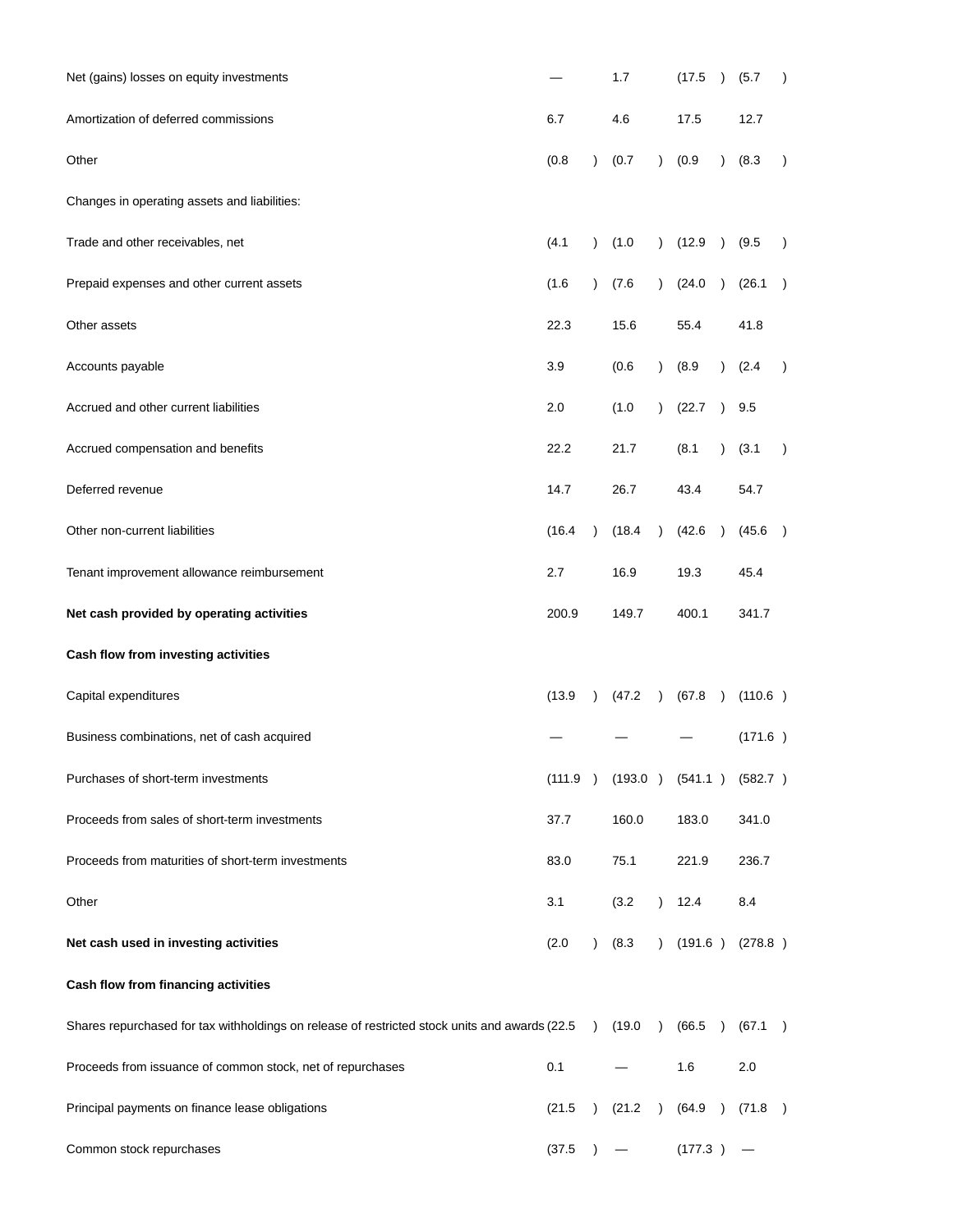| | | | | |
|---|---|---|---|---|
| Net (gains) losses on equity investments | — | 1.7 | (17.5) | (5.7) |
| Amortization of deferred commissions | 6.7 | 4.6 | 17.5 | 12.7 |
| Other | (0.8) | (0.7) | (0.9) | (8.3) |
| Changes in operating assets and liabilities: | | | | |
| Trade and other receivables, net | (4.1) | (1.0) | (12.9) | (9.5) |
| Prepaid expenses and other current assets | (1.6) | (7.6) | (24.0) | (26.1) |
| Other assets | 22.3 | 15.6 | 55.4 | 41.8 |
| Accounts payable | 3.9 | (0.6) | (8.9) | (2.4) |
| Accrued and other current liabilities | 2.0 | (1.0) | (22.7) | 9.5 |
| Accrued compensation and benefits | 22.2 | 21.7 | (8.1) | (3.1) |
| Deferred revenue | 14.7 | 26.7 | 43.4 | 54.7 |
| Other non-current liabilities | (16.4) | (18.4) | (42.6) | (45.6) |
| Tenant improvement allowance reimbursement | 2.7 | 16.9 | 19.3 | 45.4 |
| **Net cash provided by operating activities** | 200.9 | 149.7 | 400.1 | 341.7 |
| **Cash flow from investing activities** | | | | |
| Capital expenditures | (13.9) | (47.2) | (67.8) | (110.6) |
| Business combinations, net of cash acquired | — | — | — | (171.6) |
| Purchases of short-term investments | (111.9) | (193.0) | (541.1) | (582.7) |
| Proceeds from sales of short-term investments | 37.7 | 160.0 | 183.0 | 341.0 |
| Proceeds from maturities of short-term investments | 83.0 | 75.1 | 221.9 | 236.7 |
| Other | 3.1 | (3.2) | 12.4 | 8.4 |
| **Net cash used in investing activities** | (2.0) | (8.3) | (191.6) | (278.8) |
| **Cash flow from financing activities** | | | | |
| Shares repurchased for tax withholdings on release of restricted stock units and awards | (22.5) | (19.0) | (66.5) | (67.1) |
| Proceeds from issuance of common stock, net of repurchases | 0.1 | — | 1.6 | 2.0 |
| Principal payments on finance lease obligations | (21.5) | (21.2) | (64.9) | (71.8) |
| Common stock repurchases | (37.5) | — | (177.3) | — |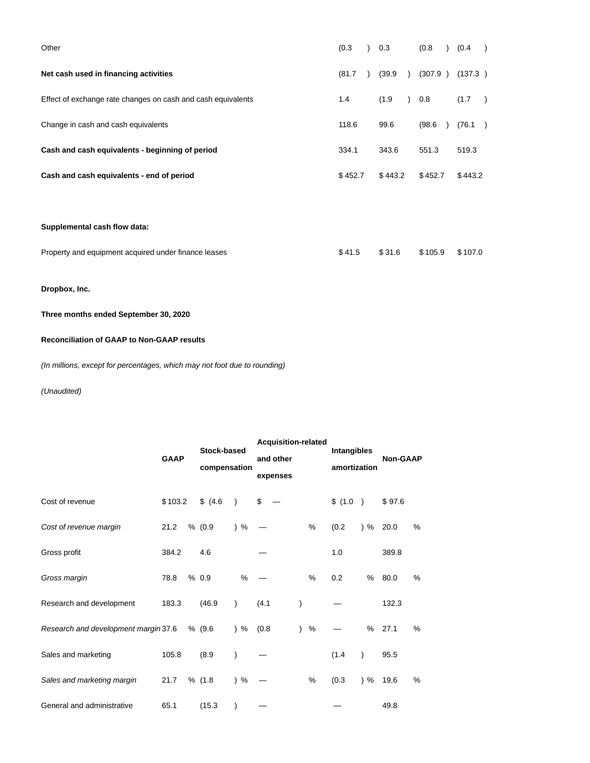| | | | | |
|---|---|---|---|---|
| Other | (0.3 ) | 0.3 | (0.8 ) | (0.4 ) |
| **Net cash used in financing activities** | (81.7 ) | (39.9 ) | (307.9 ) | (137.3 ) |
| Effect of exchange rate changes on cash and cash equivalents | 1.4 | (1.9 ) | 0.8 | (1.7 ) |
| Change in cash and cash equivalents | 118.6 | 99.6 | (98.6 ) | (76.1 ) |
| **Cash and cash equivalents - beginning of period** | 334.1 | 343.6 | 551.3 | 519.3 |
| **Cash and cash equivalents - end of period** | $ 452.7 | $ 443.2 | $ 452.7 | $ 443.2 |
| | | | | |
| **Supplemental cash flow data:** | | | | |
| Property and equipment acquired under finance leases | $ 41.5 | $ 31.6 | $ 105.9 | $ 107.0 |

**Dropbox, Inc.**

**Three months ended September 30, 2020**

**Reconciliation of GAAP to Non-GAAP results**

*(In millions, except for percentages, which may not foot due to rounding)*

*(Unaudited)*

| | **GAAP** | **Stock-based compensation** | **Acquisition-related and other expenses** | **Intangibles amortization** | **Non-GAAP** |
|---|---|---|---|---|---|
| Cost of revenue | $ 103.2 | $ (4.6 ) | $ — | $ (1.0 ) | $ 97.6 |
| *Cost of revenue margin* | 21.2 % | (0.9 ) % | — % | (0.2 ) % | 20.0 % |
| Gross profit | 384.2 | 4.6 | — | 1.0 | 389.8 |
| *Gross margin* | 78.8 % | 0.9 % | — % | 0.2 % | 80.0 % |
| Research and development | 183.3 | (46.9 ) | (4.1 ) | — | 132.3 |
| *Research and development margin* | 37.6 % | (9.6 ) % | (0.8 ) % | — % | 27.1 % |
| Sales and marketing | 105.8 | (8.9 ) | — | (1.4 ) | 95.5 |
| *Sales and marketing margin* | 21.7 % | (1.8 ) % | — % | (0.3 ) % | 19.6 % |
| General and administrative | 65.1 | (15.3 ) | — | — | 49.8 |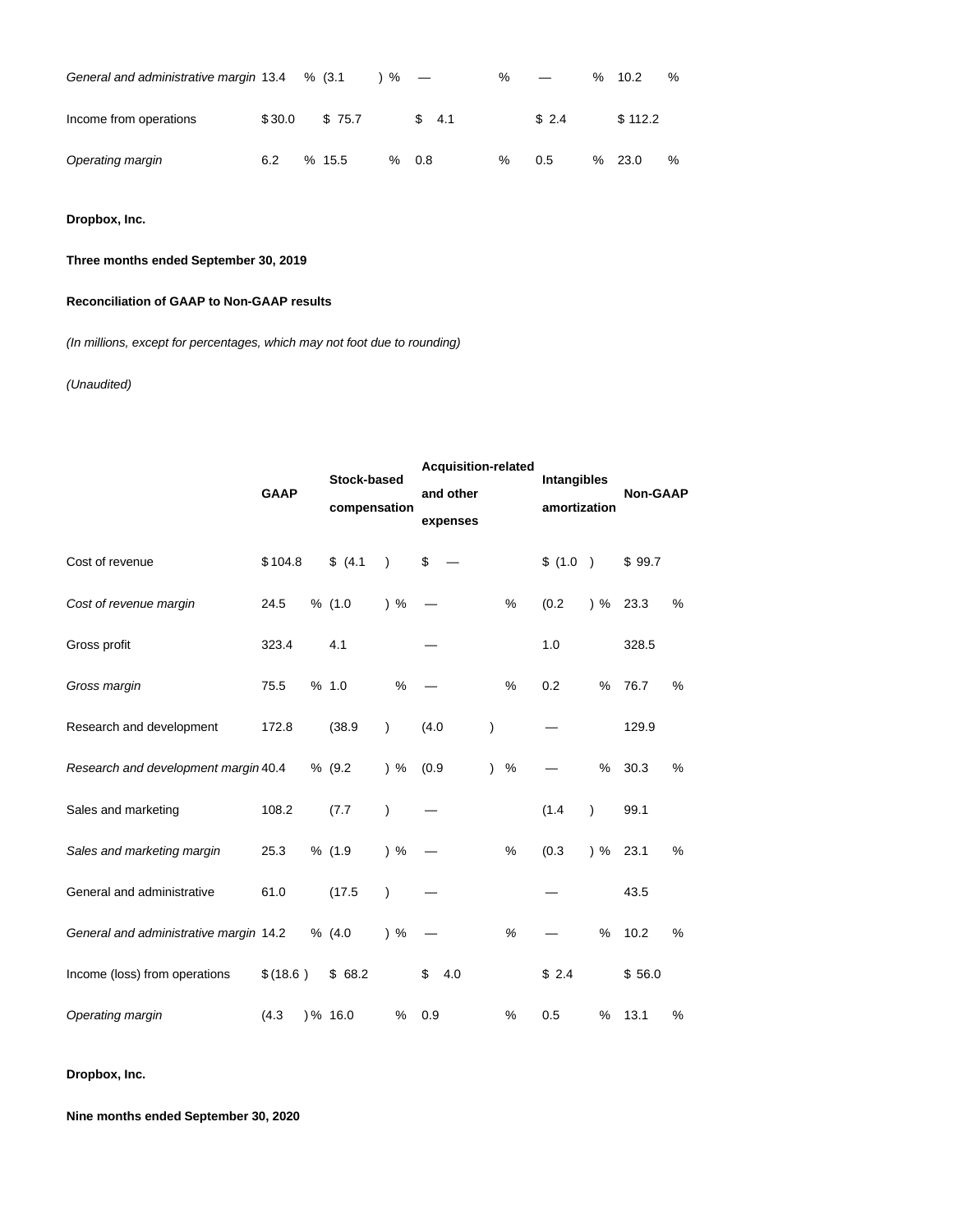| | | | | | |
|---|---|---|---|---|---|
| *General and administrative margin* | 13.4 % | (3.1 ) % | — % | — % | 10.2 % |
| Income from operations | $ 30.0 | $ 75.7 | $ 4.1 | $ 2.4 | $ 112.2 |
| *Operating margin* | 6.2 % | 15.5 % | 0.8 % | 0.5 % | 23.0 % |

**Dropbox, Inc.**

**Three months ended September 30, 2019**

**Reconciliation of GAAP to Non-GAAP results**

*(In millions, except for percentages, which may not foot due to rounding)*

*(Unaudited)*

| | GAAP | Stock-based compensation | Acquisition-related and other expenses | Intangibles amortization | Non-GAAP |
|---|---|---|---|---|---|
| Cost of revenue | $ 104.8 | $ (4.1 ) | $ — | $ (1.0 ) | $ 99.7 |
| *Cost of revenue margin* | 24.5 % | (1.0 ) % | — % | (0.2 ) % | 23.3 % |
| Gross profit | 323.4 | 4.1 | — | 1.0 | 328.5 |
| *Gross margin* | 75.5 % | 1.0 % | — % | 0.2 % | 76.7 % |
| Research and development | 172.8 | (38.9 ) | (4.0 ) | — | 129.9 |
| *Research and development margin* | 40.4 % | (9.2 ) % | (0.9 ) % | — % | 30.3 % |
| Sales and marketing | 108.2 | (7.7 ) | — | (1.4 ) | 99.1 |
| *Sales and marketing margin* | 25.3 % | (1.9 ) % | — % | (0.3 ) % | 23.1 % |
| General and administrative | 61.0 | (17.5 ) | — | — | 43.5 |
| *General and administrative margin* | 14.2 % | (4.0 ) % | — % | — % | 10.2 % |
| Income (loss) from operations | $ (18.6 ) | $ 68.2 | $ 4.0 | $ 2.4 | $ 56.0 |
| *Operating margin* | (4.3 ) % | 16.0 % | 0.9 % | 0.5 % | 13.1 % |

**Dropbox, Inc.**

**Nine months ended September 30, 2020**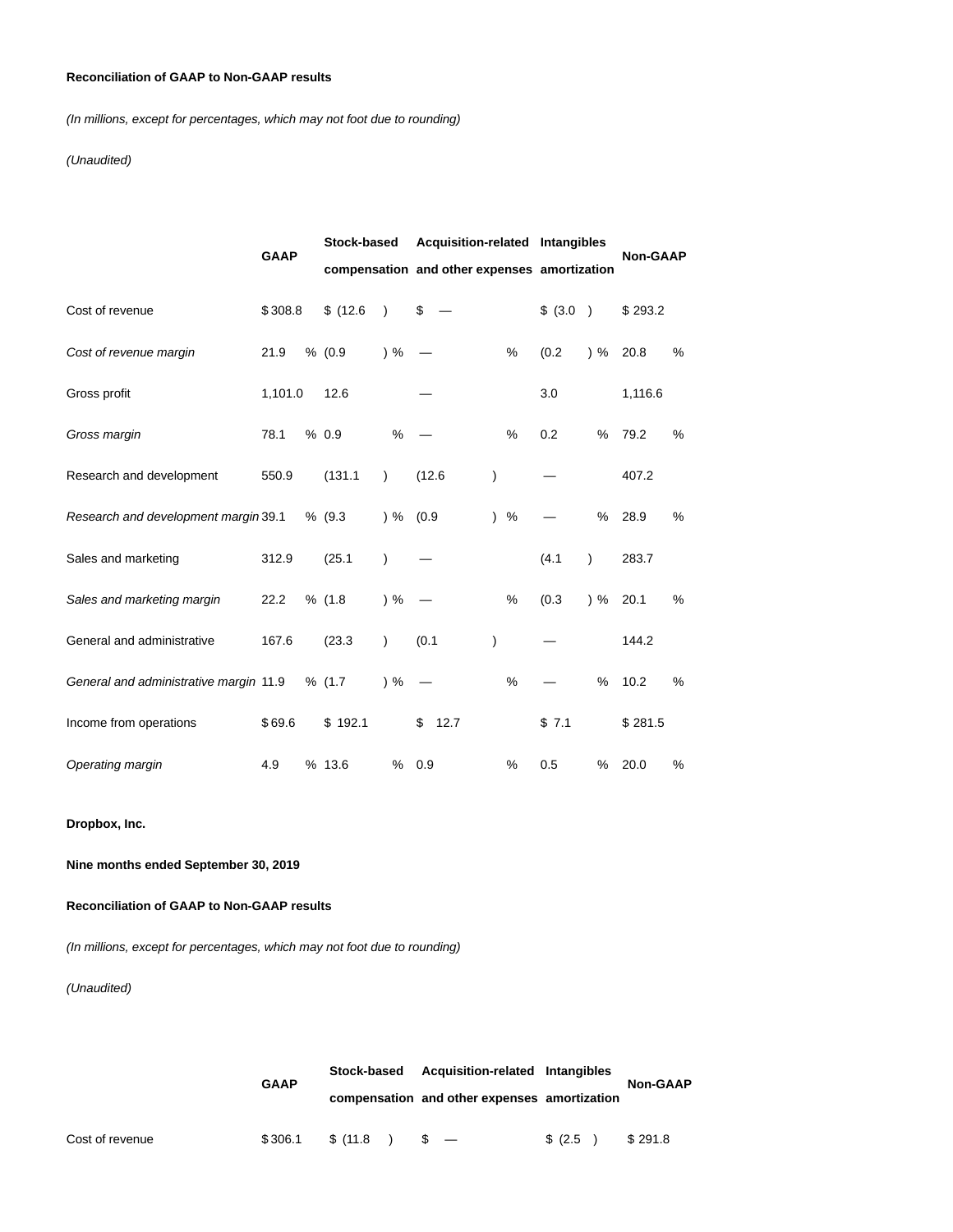**Reconciliation of GAAP to Non-GAAP results**

*(In millions, except for percentages, which may not foot due to rounding)*

*(Unaudited)*

| | GAAP | Stock-based compensation | Acquisition-related and other expenses | Intangibles amortization | Non-GAAP |
|---|---|---|---|---|---|
| Cost of revenue | $ 308.8 | $ (12.6) | $ — | $ (3.0) | $ 293.2 |
| *Cost of revenue margin* | 21.9 % | (0.9) % | — % | (0.2) % | 20.8 % |
| Gross profit | 1,101.0 | 12.6 | — | 3.0 | 1,116.6 |
| *Gross margin* | 78.1 % | 0.9 % | — % | 0.2 % | 79.2 % |
| Research and development | 550.9 | (131.1) | (12.6) | — | 407.2 |
| *Research and development margin* | 39.1 % | (9.3) % | (0.9) % | — % | 28.9 % |
| Sales and marketing | 312.9 | (25.1) | — | (4.1) | 283.7 |
| *Sales and marketing margin* | 22.2 % | (1.8) % | — % | (0.3) % | 20.1 % |
| General and administrative | 167.6 | (23.3) | (0.1) | — | 144.2 |
| *General and administrative margin* | 11.9 % | (1.7) % | — % | — % | 10.2 % |
| Income from operations | $ 69.6 | $ 192.1 | $ 12.7 | $ 7.1 | $ 281.5 |
| *Operating margin* | 4.9 % | 13.6 % | 0.9 % | 0.5 % | 20.0 % |

**Dropbox, Inc.**

**Nine months ended September 30, 2019**

**Reconciliation of GAAP to Non-GAAP results**

*(In millions, except for percentages, which may not foot due to rounding)*

*(Unaudited)*

| | GAAP | Stock-based compensation | Acquisition-related and other expenses | Intangibles amortization | Non-GAAP |
|---|---|---|---|---|---|
| Cost of revenue | $ 306.1 | $ (11.8) | $ — | $ (2.5) | $ 291.8 |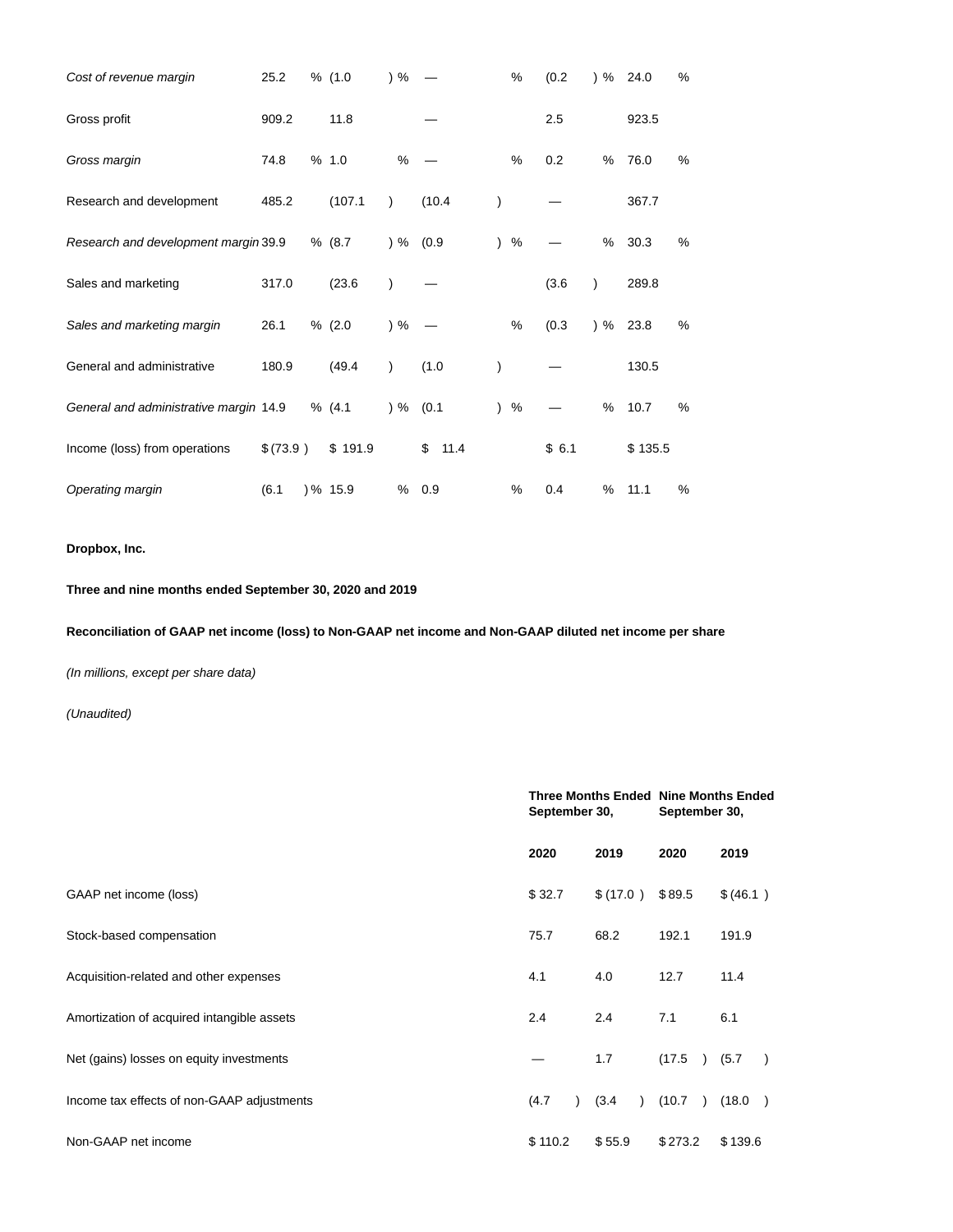| | | | | | |
|---|---|---|---|---|---|
| *Cost of revenue margin* | 25.2 % | (1.0 ) % | — % | (0.2 ) % | 24.0 % |
| Gross profit | 909.2 | 11.8 | — | 2.5 | 923.5 |
| *Gross margin* | 74.8 % | 1.0 % | — % | 0.2 % | 76.0 % |
| Research and development | 485.2 | (107.1 ) | (10.4 ) | — | 367.7 |
| *Research and development margin* | 39.9 % | (8.7 ) % | (0.9 ) % | — % | 30.3 % |
| Sales and marketing | 317.0 | (23.6 ) | — | (3.6 ) | 289.8 |
| *Sales and marketing margin* | 26.1 % | (2.0 ) % | — % | (0.3 ) % | 23.8 % |
| General and administrative | 180.9 | (49.4 ) | (1.0 ) | — | 130.5 |
| *General and administrative margin* | 14.9 % | (4.1 ) % | (0.1 ) % | — % | 10.7 % |
| Income (loss) from operations | $ (73.9 ) | $ 191.9 | $ 11.4 | $ 6.1 | $ 135.5 |
| *Operating margin* | (6.1 ) % | 15.9 % | 0.9 % | 0.4 % | 11.1 % |

**Dropbox, Inc.**

**Three and nine months ended September 30, 2020 and 2019**

**Reconciliation of GAAP net income (loss) to Non-GAAP net income and Non-GAAP diluted net income per share**

*(In millions, except per share data)*

*(Unaudited)*

| | Three Months Ended September 30, | | Nine Months Ended September 30, | |
|---|---|---|---|---|
| | 2020 | 2019 | 2020 | 2019 |
| GAAP net income (loss) | $ 32.7 | $ (17.0 ) | $ 89.5 | $ (46.1 ) |
| Stock-based compensation | 75.7 | 68.2 | 192.1 | 191.9 |
| Acquisition-related and other expenses | 4.1 | 4.0 | 12.7 | 11.4 |
| Amortization of acquired intangible assets | 2.4 | 2.4 | 7.1 | 6.1 |
| Net (gains) losses on equity investments | — | 1.7 | (17.5 ) | (5.7 ) |
| Income tax effects of non-GAAP adjustments | (4.7 ) | (3.4 ) | (10.7 ) | (18.0 ) |
| Non-GAAP net income | $ 110.2 | $ 55.9 | $ 273.2 | $ 139.6 |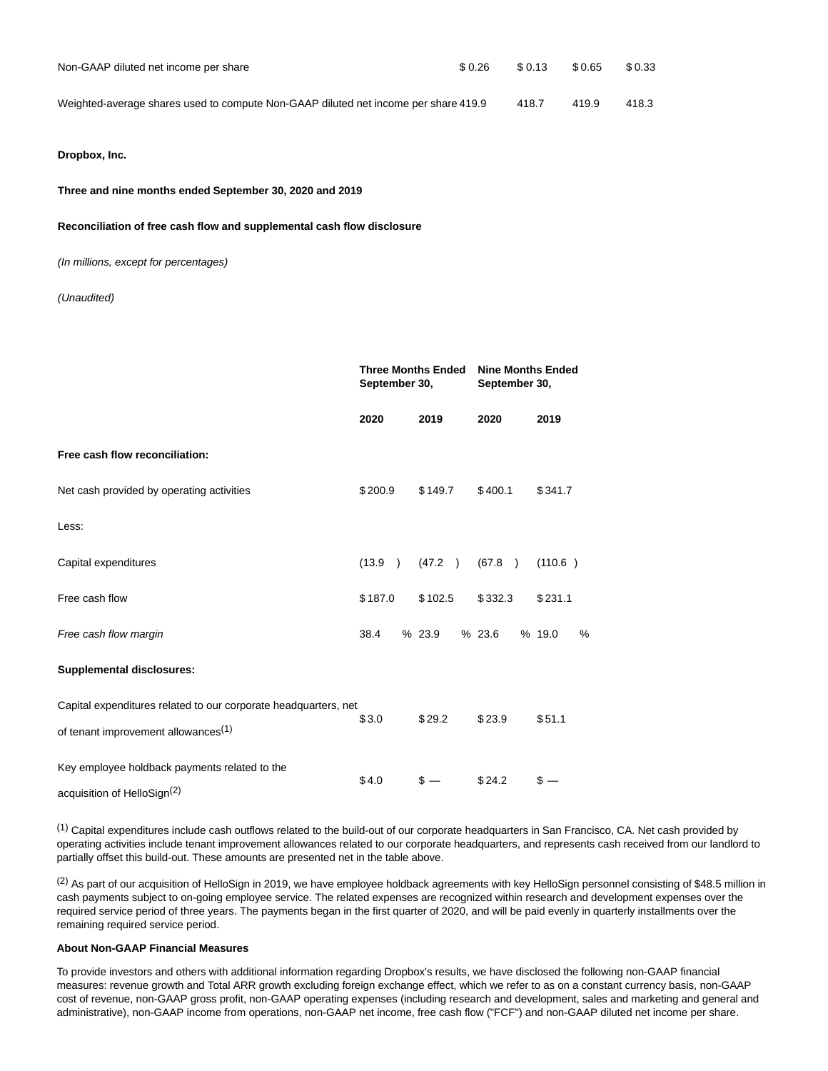| | | | | |
|---|---|---|---|---|
| Non-GAAP diluted net income per share | $ 0.26 | $ 0.13 | $ 0.65 | $ 0.33 |
| Weighted-average shares used to compute Non-GAAP diluted net income per share | 419.9 | 418.7 | 419.9 | 418.3 |

**Dropbox, Inc.**

**Three and nine months ended September 30, 2020 and 2019**

**Reconciliation of free cash flow and supplemental cash flow disclosure**

*(In millions, except for percentages)*

*(Unaudited)*

| | Three Months Ended September 30, | | Nine Months Ended September 30, | |
|---|---|---|---|---|
| | **2020** | **2019** | **2020** | **2019** |
| **Free cash flow reconciliation:** | | | | |
| Net cash provided by operating activities | $ 200.9 | $ 149.7 | $ 400.1 | $ 341.7 |
| Less: | | | | |
| Capital expenditures | (13.9 ) | (47.2 ) | (67.8 ) | (110.6 ) |
| Free cash flow | $ 187.0 | $ 102.5 | $ 332.3 | $ 231.1 |
| *Free cash flow margin* | 38.4 % | 23.9 % | 23.6 % | 19.0 % |
| **Supplemental disclosures:** | | | | |
| Capital expenditures related to our corporate headquarters, net of tenant improvement allowances[1] | $ 3.0 | $ 29.2 | $ 23.9 | $ 51.1 |
| Key employee holdback payments related to the acquisition of HelloSign[2] | $ 4.0 | $ — | $ 24.2 | $ — |

[1] Capital expenditures include cash outflows related to the build-out of our corporate headquarters in San Francisco, CA. Net cash provided by operating activities include tenant improvement allowances related to our corporate headquarters, and represents cash received from our landlord to partially offset this build-out. These amounts are presented net in the table above.

[2] As part of our acquisition of HelloSign in 2019, we have employee holdback agreements with key HelloSign personnel consisting of $48.5 million in cash payments subject to on-going employee service. The related expenses are recognized within research and development expenses over the required service period of three years. The payments began in the first quarter of 2020, and will be paid evenly in quarterly installments over the remaining required service period.

**About Non-GAAP Financial Measures**

To provide investors and others with additional information regarding Dropbox's results, we have disclosed the following non-GAAP financial measures: revenue growth and Total ARR growth excluding foreign exchange effect, which we refer to as on a constant currency basis, non-GAAP cost of revenue, non-GAAP gross profit, non-GAAP operating expenses (including research and development, sales and marketing and general and administrative), non-GAAP income from operations, non-GAAP net income, free cash flow ("FCF") and non-GAAP diluted net income per share.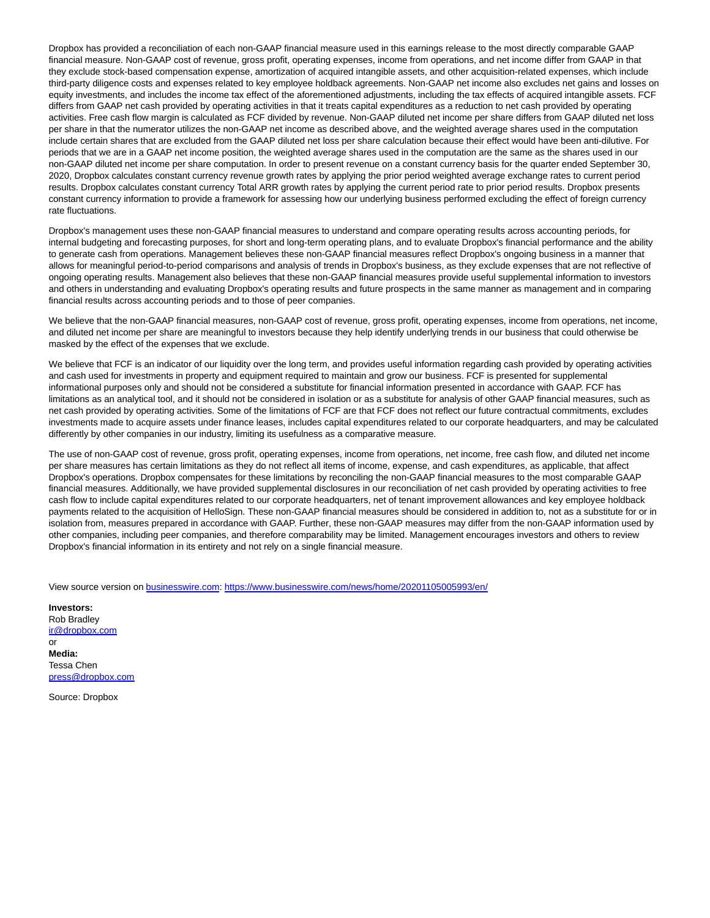Dropbox has provided a reconciliation of each non-GAAP financial measure used in this earnings release to the most directly comparable GAAP financial measure. Non-GAAP cost of revenue, gross profit, operating expenses, income from operations, and net income differ from GAAP in that they exclude stock-based compensation expense, amortization of acquired intangible assets, and other acquisition-related expenses, which include third-party diligence costs and expenses related to key employee holdback agreements. Non-GAAP net income also excludes net gains and losses on equity investments, and includes the income tax effect of the aforementioned adjustments, including the tax effects of acquired intangible assets. FCF differs from GAAP net cash provided by operating activities in that it treats capital expenditures as a reduction to net cash provided by operating activities. Free cash flow margin is calculated as FCF divided by revenue. Non-GAAP diluted net income per share differs from GAAP diluted net loss per share in that the numerator utilizes the non-GAAP net income as described above, and the weighted average shares used in the computation include certain shares that are excluded from the GAAP diluted net loss per share calculation because their effect would have been anti-dilutive. For periods that we are in a GAAP net income position, the weighted average shares used in the computation are the same as the shares used in our non-GAAP diluted net income per share computation. In order to present revenue on a constant currency basis for the quarter ended September 30, 2020, Dropbox calculates constant currency revenue growth rates by applying the prior period weighted average exchange rates to current period results. Dropbox calculates constant currency Total ARR growth rates by applying the current period rate to prior period results. Dropbox presents constant currency information to provide a framework for assessing how our underlying business performed excluding the effect of foreign currency rate fluctuations.

Dropbox's management uses these non-GAAP financial measures to understand and compare operating results across accounting periods, for internal budgeting and forecasting purposes, for short and long-term operating plans, and to evaluate Dropbox's financial performance and the ability to generate cash from operations. Management believes these non-GAAP financial measures reflect Dropbox's ongoing business in a manner that allows for meaningful period-to-period comparisons and analysis of trends in Dropbox's business, as they exclude expenses that are not reflective of ongoing operating results. Management also believes that these non-GAAP financial measures provide useful supplemental information to investors and others in understanding and evaluating Dropbox's operating results and future prospects in the same manner as management and in comparing financial results across accounting periods and to those of peer companies.

We believe that the non-GAAP financial measures, non-GAAP cost of revenue, gross profit, operating expenses, income from operations, net income, and diluted net income per share are meaningful to investors because they help identify underlying trends in our business that could otherwise be masked by the effect of the expenses that we exclude.

We believe that FCF is an indicator of our liquidity over the long term, and provides useful information regarding cash provided by operating activities and cash used for investments in property and equipment required to maintain and grow our business. FCF is presented for supplemental informational purposes only and should not be considered a substitute for financial information presented in accordance with GAAP. FCF has limitations as an analytical tool, and it should not be considered in isolation or as a substitute for analysis of other GAAP financial measures, such as net cash provided by operating activities. Some of the limitations of FCF are that FCF does not reflect our future contractual commitments, excludes investments made to acquire assets under finance leases, includes capital expenditures related to our corporate headquarters, and may be calculated differently by other companies in our industry, limiting its usefulness as a comparative measure.

The use of non-GAAP cost of revenue, gross profit, operating expenses, income from operations, net income, free cash flow, and diluted net income per share measures has certain limitations as they do not reflect all items of income, expense, and cash expenditures, as applicable, that affect Dropbox's operations. Dropbox compensates for these limitations by reconciling the non-GAAP financial measures to the most comparable GAAP financial measures. Additionally, we have provided supplemental disclosures in our reconciliation of net cash provided by operating activities to free cash flow to include capital expenditures related to our corporate headquarters, net of tenant improvement allowances and key employee holdback payments related to the acquisition of HelloSign. These non-GAAP financial measures should be considered in addition to, not as a substitute for or in isolation from, measures prepared in accordance with GAAP. Further, these non-GAAP measures may differ from the non-GAAP information used by other companies, including peer companies, and therefore comparability may be limited. Management encourages investors and others to review Dropbox's financial information in its entirety and not rely on a single financial measure.

View source version on businesswire.com: https://www.businesswire.com/news/home/20201105005993/en/

**Investors:**
Rob Bradley
ir@dropbox.com
or
**Media:**
Tessa Chen
press@dropbox.com

Source: Dropbox